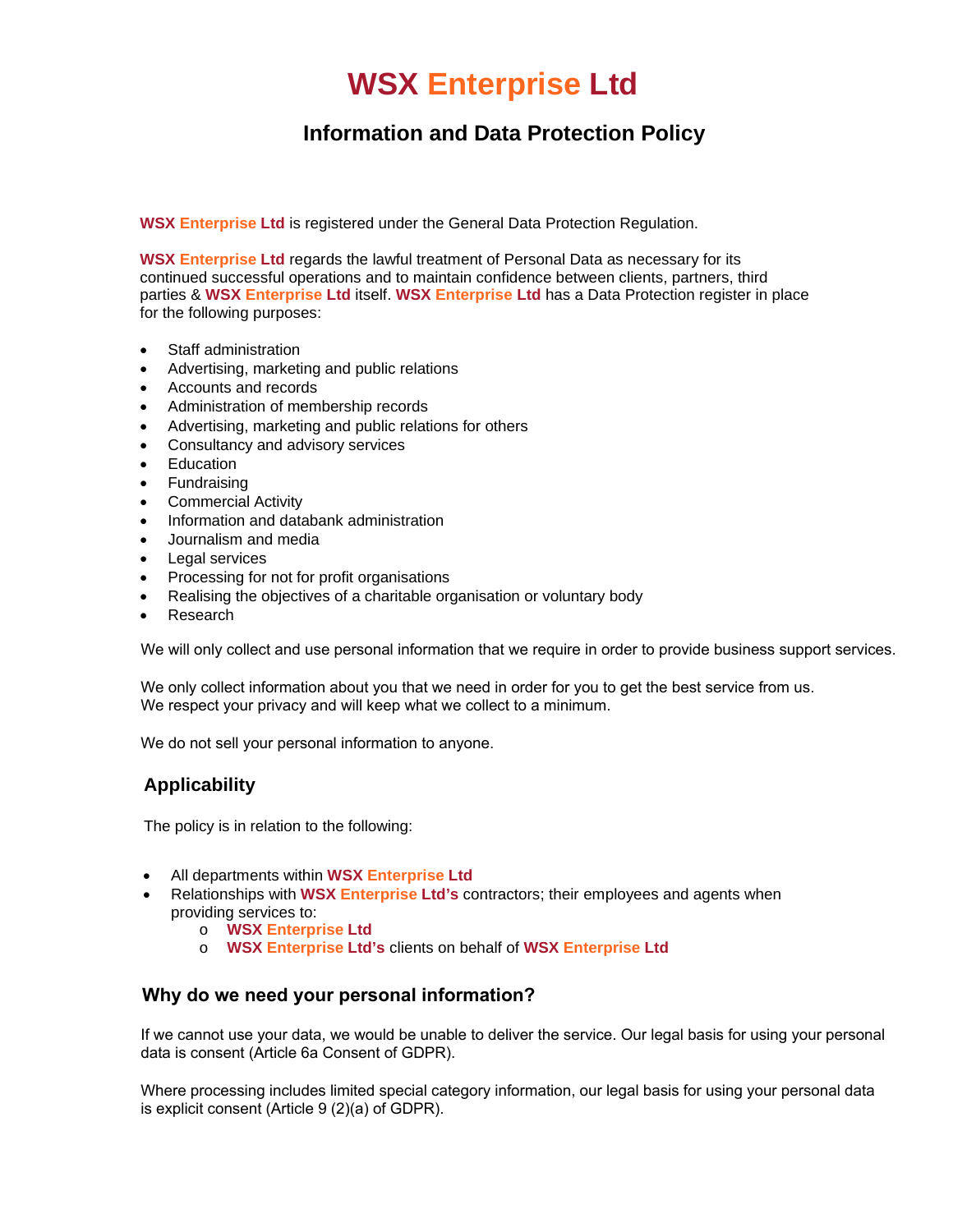# WSX Enterprise Ltd

## Information and Data Protection Policy

**WSX Enterprise Ltd** is registered under the General Data Protection Regulation.

**WSX Enterprise Ltd** regards the lawful treatment of Personal Data as necessary for its continued successful operations and to maintain confidence between clients, partners, third parties & **WSX Enterprise Ltd** itself. **WSX Enterprise Ltd** has a Data Protection register in place for the following purposes:

- Staff administration
- Advertising, marketing and public relations
- Accounts and records
- Administration of membership records
- Advertising, marketing and public relations for others
- Consultancy and advisory services
- Education
- Fundraising
- Commercial Activity
- Information and databank administration
- Journalism and media
- Legal services
- Processing for not for profit organisations
- Realising the objectives of a charitable organisation or voluntary body
- Research

We will only collect and use personal information that we require in order to provide business support services.

We only collect information about you that we need in order for you to get the best service from us. We respect your privacy and will keep what we collect to a minimum.

We do not sell your personal information to anyone.

### Applicability

The policy is in relation to the following:

- All departments within **WSX Enterprise Ltd**
- Relationships with **WSX Enterprise Ltd's** contractors; their employees and agents when providing services to:
  - **WSX Enterprise Ltd**
  - **WSX Enterprise Ltd's** clients on behalf of **WSX Enterprise Ltd**

### Why do we need your personal information?

If we cannot use your data, we would be unable to deliver the service. Our legal basis for using your personal data is consent (Article 6a Consent of GDPR).

Where processing includes limited special category information, our legal basis for using your personal data is explicit consent (Article 9 (2)(a) of GDPR).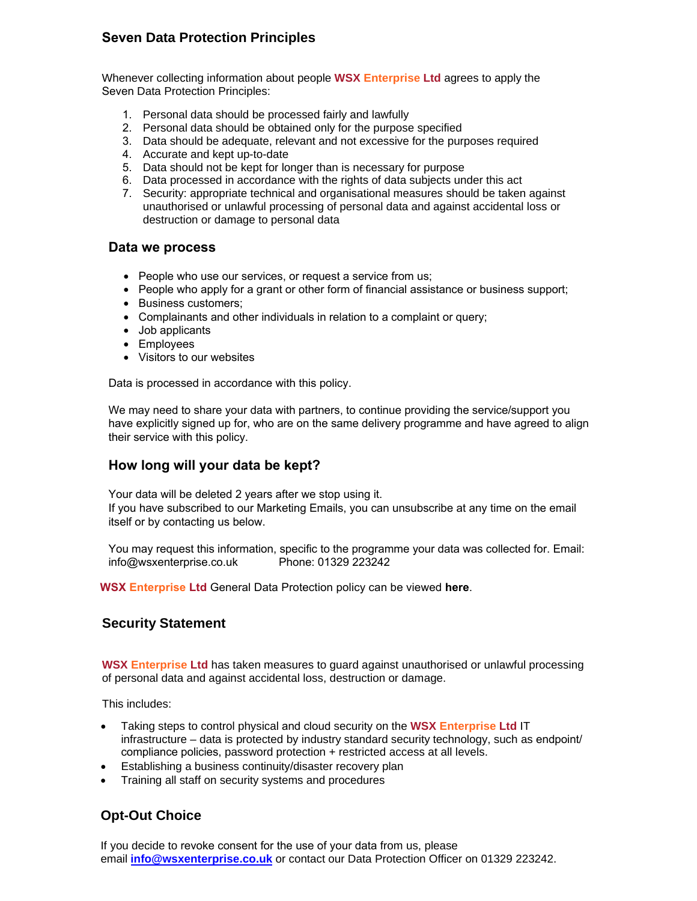## Seven Data Protection Principles

Whenever collecting information about people **WSX Enterprise Ltd** agrees to apply the Seven Data Protection Principles:

1. Personal data should be processed fairly and lawfully
2. Personal data should be obtained only for the purpose specified
3. Data should be adequate, relevant and not excessive for the purposes required
4. Accurate and kept up-to-date
5. Data should not be kept for longer than is necessary for purpose
6. Data processed in accordance with the rights of data subjects under this act
7. Security: appropriate technical and organisational measures should be taken against unauthorised or unlawful processing of personal data and against accidental loss or destruction or damage to personal data

## Data we process

- People who use our services, or request a service from us;
- People who apply for a grant or other form of financial assistance or business support;
- Business customers;
- Complainants and other individuals in relation to a complaint or query;
- Job applicants
- Employees
- Visitors to our websites

Data is processed in accordance with this policy.

We may need to share your data with partners, to continue providing the service/support you have explicitly signed up for, who are on the same delivery programme and have agreed to align their service with this policy.

## How long will your data be kept?

Your data will be deleted 2 years after we stop using it.
If you have subscribed to our Marketing Emails, you can unsubscribe at any time on the email itself or by contacting us below.

You may request this information, specific to the programme your data was collected for. Email: info@wsxenterprise.co.uk Phone: 01329 223242

**WSX Enterprise Ltd** General Data Protection policy can be viewed **here**.

## Security Statement

**WSX Enterprise Ltd** has taken measures to guard against unauthorised or unlawful processing of personal data and against accidental loss, destruction or damage.

This includes:

- Taking steps to control physical and cloud security on the **WSX Enterprise Ltd** IT infrastructure – data is protected by industry standard security technology, such as endpoint/ compliance policies, password protection + restricted access at all levels.
- Establishing a business continuity/disaster recovery plan
- Training all staff on security systems and procedures

## Opt-Out Choice

If you decide to revoke consent for the use of your data from us, please email **info@wsxenterprise.co.uk** or contact our Data Protection Officer on 01329 223242.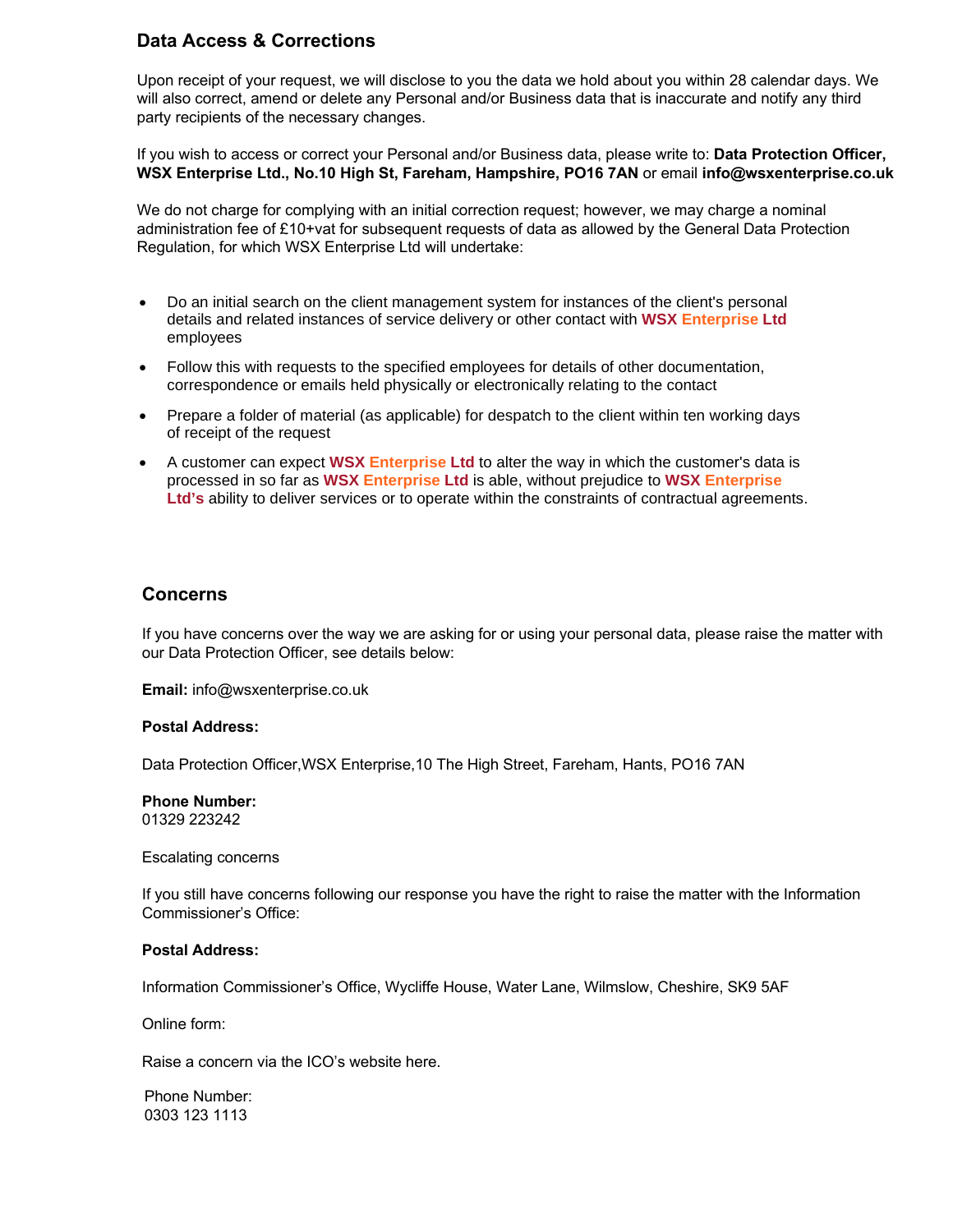## Data Access & Corrections

Upon receipt of your request, we will disclose to you the data we hold about you within 28 calendar days. We will also correct, amend or delete any Personal and/or Business data that is inaccurate and notify any third party recipients of the necessary changes.

If you wish to access or correct your Personal and/or Business data, please write to: **Data Protection Officer, WSX Enterprise Ltd., No.10 High St, Fareham, Hampshire, PO16 7AN** or email **info@wsxenterprise.co.uk**

We do not charge for complying with an initial correction request; however, we may charge a nominal administration fee of £10+vat for subsequent requests of data as allowed by the General Data Protection Regulation, for which WSX Enterprise Ltd will undertake:

- Do an initial search on the client management system for instances of the client's personal details and related instances of service delivery or other contact with **WSX Enterprise Ltd** employees
- Follow this with requests to the specified employees for details of other documentation, correspondence or emails held physically or electronically relating to the contact
- Prepare a folder of material (as applicable) for despatch to the client within ten working days of receipt of the request
- A customer can expect **WSX Enterprise Ltd** to alter the way in which the customer's data is processed in so far as **WSX Enterprise Ltd** is able, without prejudice to **WSX Enterprise Ltd's** ability to deliver services or to operate within the constraints of contractual agreements.

## Concerns

If you have concerns over the way we are asking for or using your personal data, please raise the matter with our Data Protection Officer, see details below:

**Email:** info@wsxenterprise.co.uk

**Postal Address:**

Data Protection Officer,WSX Enterprise,10 The High Street, Fareham, Hants, PO16 7AN

**Phone Number:**
01329 223242

Escalating concerns

If you still have concerns following our response you have the right to raise the matter with the Information Commissioner's Office:

**Postal Address:**

Information Commissioner's Office, Wycliffe House, Water Lane, Wilmslow, Cheshire, SK9 5AF

Online form:

Raise a concern via the ICO's website here.

Phone Number:
0303 123 1113